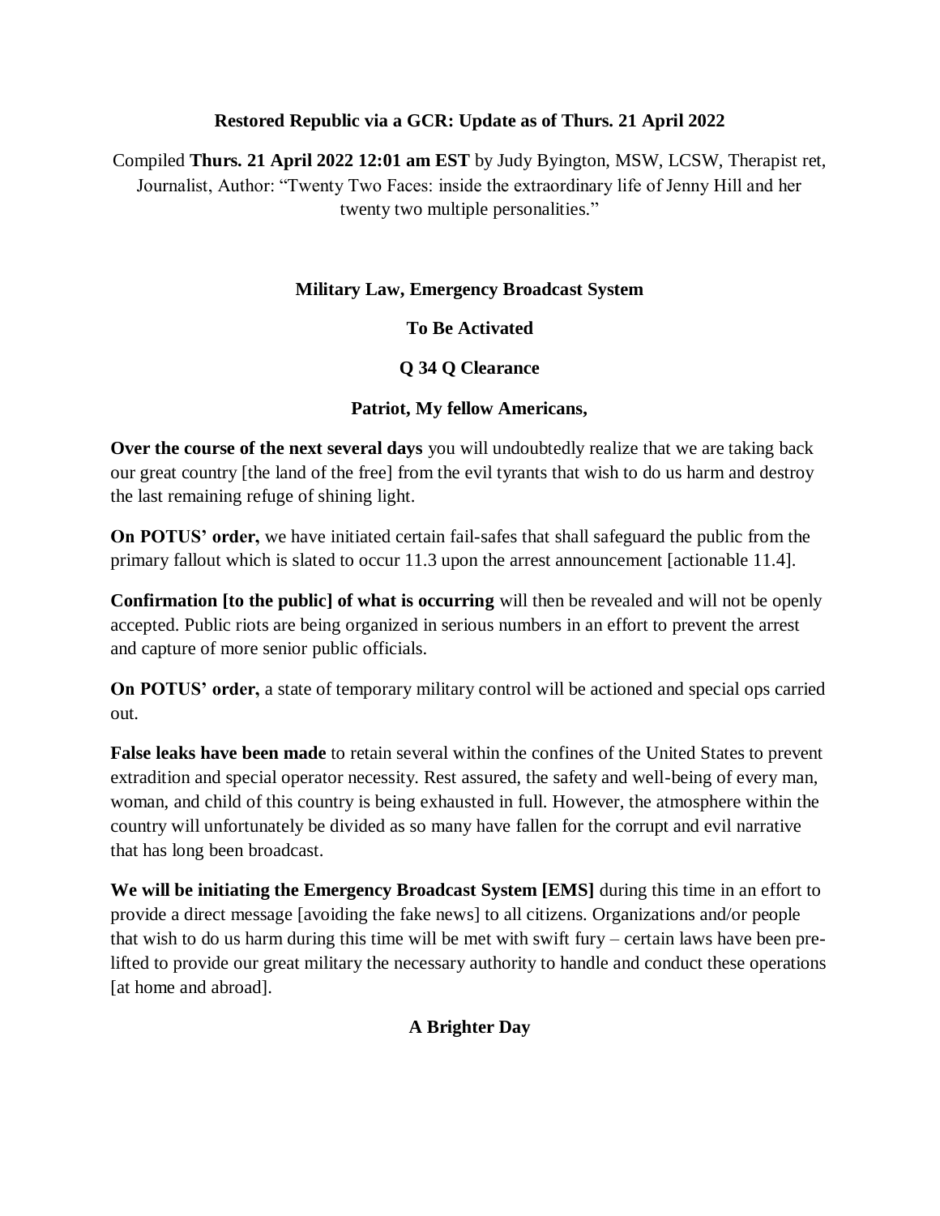**Restored Republic via a GCR: Update as of Thurs. 21 April 2022**

Compiled **Thurs. 21 April 2022 12:01 am EST** by Judy Byington, MSW, LCSW, Therapist ret, Journalist, Author: "Twenty Two Faces: inside the extraordinary life of Jenny Hill and her twenty two multiple personalities."

**Military Law, Emergency Broadcast System**

**To Be Activated**

**Q 34 Q Clearance**

**Patriot, My fellow Americans,**

**Over the course of the next several days** you will undoubtedly realize that we are taking back our great country [the land of the free] from the evil tyrants that wish to do us harm and destroy the last remaining refuge of shining light.

**On POTUS' order,** we have initiated certain fail-safes that shall safeguard the public from the primary fallout which is slated to occur 11.3 upon the arrest announcement [actionable 11.4].

**Confirmation [to the public] of what is occurring** will then be revealed and will not be openly accepted. Public riots are being organized in serious numbers in an effort to prevent the arrest and capture of more senior public officials.

**On POTUS' order,** a state of temporary military control will be actioned and special ops carried out.

**False leaks have been made** to retain several within the confines of the United States to prevent extradition and special operator necessity. Rest assured, the safety and well-being of every man, woman, and child of this country is being exhausted in full. However, the atmosphere within the country will unfortunately be divided as so many have fallen for the corrupt and evil narrative that has long been broadcast.

**We will be initiating the Emergency Broadcast System [EMS]** during this time in an effort to provide a direct message [avoiding the fake news] to all citizens. Organizations and/or people that wish to do us harm during this time will be met with swift fury – certain laws have been pre-lifted to provide our great military the necessary authority to handle and conduct these operations [at home and abroad].

**A Brighter Day**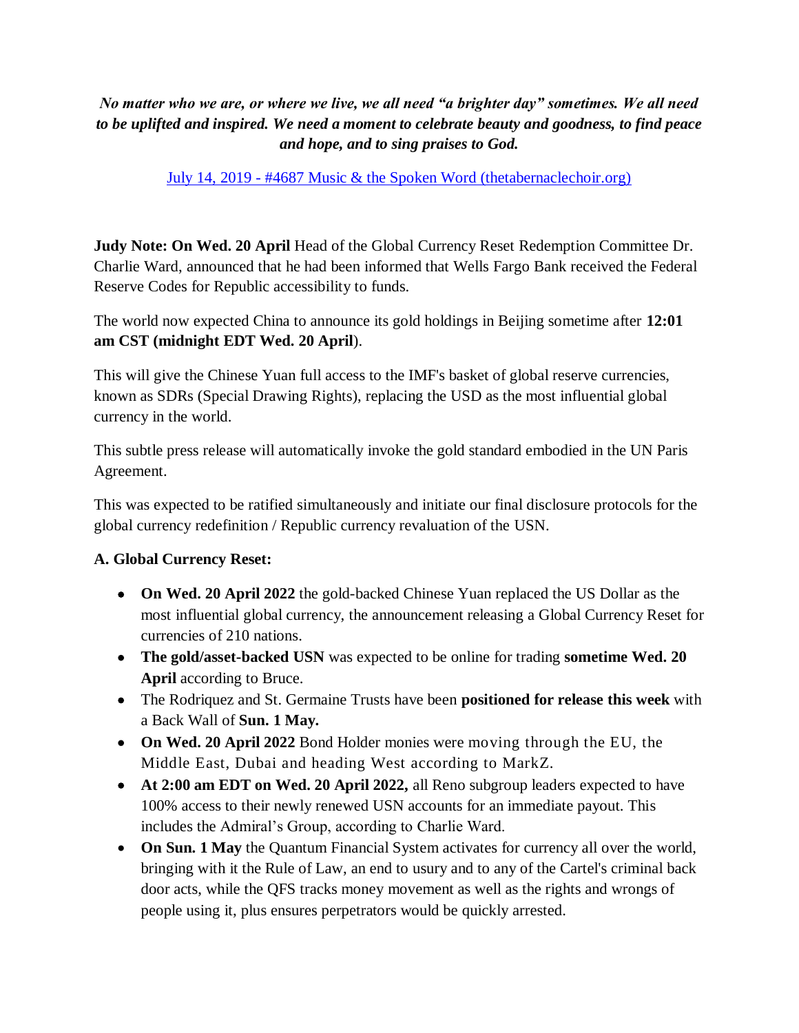***No matter who we are, or where we live, we all need "a brighter day" sometimes. We all need to be uplifted and inspired. We need a moment to celebrate beauty and goodness, to find peace and hope, and to sing praises to God.***

[July 14, 2019 - #4687 Music & the Spoken Word (thetabernaclechoir.org)]

**Judy Note: On Wed. 20 April** Head of the Global Currency Reset Redemption Committee Dr. Charlie Ward, announced that he had been informed that Wells Fargo Bank received the Federal Reserve Codes for Republic accessibility to funds.

The world now expected China to announce its gold holdings in Beijing sometime after **12:01 am CST (midnight EDT Wed. 20 April**).

This will give the Chinese Yuan full access to the IMF's basket of global reserve currencies, known as SDRs (Special Drawing Rights), replacing the USD as the most influential global currency in the world.

This subtle press release will automatically invoke the gold standard embodied in the UN Paris Agreement.

This was expected to be ratified simultaneously and initiate our final disclosure protocols for the global currency redefinition / Republic currency revaluation of the USN.

**A. Global Currency Reset:**

- **On Wed. 20 April 2022** the gold-backed Chinese Yuan replaced the US Dollar as the most influential global currency, the announcement releasing a Global Currency Reset for currencies of 210 nations.
- **The gold/asset-backed USN** was expected to be online for trading **sometime Wed. 20 April** according to Bruce.
- The Rodriquez and St. Germaine Trusts have been **positioned for release this week** with a Back Wall of **Sun. 1 May.**
- **On Wed. 20 April 2022** Bond Holder monies were moving through the EU, the Middle East, Dubai and heading West according to MarkZ.
- **At 2:00 am EDT on Wed. 20 April 2022,** all Reno subgroup leaders expected to have 100% access to their newly renewed USN accounts for an immediate payout. This includes the Admiral's Group, according to Charlie Ward.
- **On Sun. 1 May** the Quantum Financial System activates for currency all over the world, bringing with it the Rule of Law, an end to usury and to any of the Cartel's criminal back door acts, while the QFS tracks money movement as well as the rights and wrongs of people using it, plus ensures perpetrators would be quickly arrested.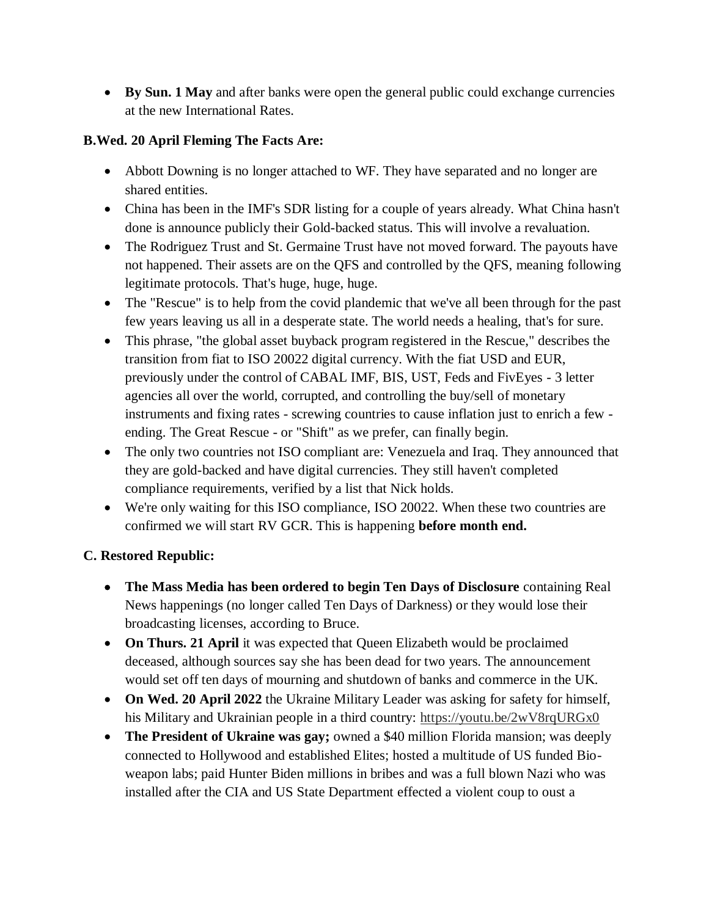- **By Sun. 1 May** and after banks were open the general public could exchange currencies at the new International Rates.

**B.Wed. 20 April Fleming The Facts Are:**

- Abbott Downing is no longer attached to WF. They have separated and no longer are shared entities.
- China has been in the IMF's SDR listing for a couple of years already. What China hasn't done is announce publicly their Gold-backed status. This will involve a revaluation.
- The Rodriguez Trust and St. Germaine Trust have not moved forward. The payouts have not happened. Their assets are on the QFS and controlled by the QFS, meaning following legitimate protocols. That's huge, huge, huge.
- The "Rescue" is to help from the covid plandemic that we've all been through for the past few years leaving us all in a desperate state. The world needs a healing, that's for sure.
- This phrase, "the global asset buyback program registered in the Rescue," describes the transition from fiat to ISO 20022 digital currency. With the fiat USD and EUR, previously under the control of CABAL IMF, BIS, UST, Feds and FiveEyes - 3 letter agencies all over the world, corrupted, and controlling the buy/sell of monetary instruments and fixing rates - screwing countries to cause inflation just to enrich a few - ending. The Great Rescue - or "Shift" as we prefer, can finally begin.
- The only two countries not ISO compliant are: Venezuela and Iraq. They announced that they are gold-backed and have digital currencies. They still haven't completed compliance requirements, verified by a list that Nick holds.
- We're only waiting for this ISO compliance, ISO 20022. When these two countries are confirmed we will start RV GCR. This is happening **before month end.**

**C. Restored Republic:**

- **The Mass Media has been ordered to begin Ten Days of Disclosure** containing Real News happenings (no longer called Ten Days of Darkness) or they would lose their broadcasting licenses, according to Bruce.
- **On Thurs. 21 April** it was expected that Queen Elizabeth would be proclaimed deceased, although sources say she has been dead for two years. The announcement would set off ten days of mourning and shutdown of banks and commerce in the UK.
- **On Wed. 20 April 2022** the Ukraine Military Leader was asking for safety for himself, his Military and Ukrainian people in a third country: https://youtu.be/2wV8rqURGx0
- **The President of Ukraine was gay;** owned a $40 million Florida mansion; was deeply connected to Hollywood and established Elites; hosted a multitude of US funded Bio-weapon labs; paid Hunter Biden millions in bribes and was a full blown Nazi who was installed after the CIA and US State Department effected a violent coup to oust a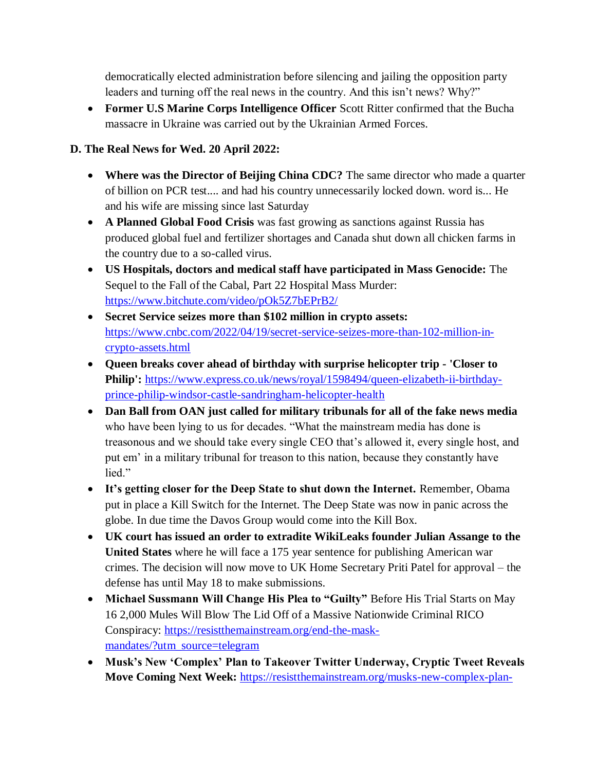democratically elected administration before silencing and jailing the opposition party leaders and turning off the real news in the country. And this isn't news? Why?"

- **Former U.S Marine Corps Intelligence Officer** Scott Ritter confirmed that the Bucha massacre in Ukraine was carried out by the Ukrainian Armed Forces.

**D. The Real News for Wed. 20 April 2022:**

- **Where was the Director of Beijing China CDC?** The same director who made a quarter of billion on PCR test.... and had his country unnecessarily locked down. word is... He and his wife are missing since last Saturday
- **A Planned Global Food Crisis** was fast growing as sanctions against Russia has produced global fuel and fertilizer shortages and Canada shut down all chicken farms in the country due to a so-called virus.
- **US Hospitals, doctors and medical staff have participated in Mass Genocide:** The Sequel to the Fall of the Cabal, Part 22 Hospital Mass Murder: https://www.bitchute.com/video/pOk5Z7bEPrB2/
- **Secret Service seizes more than $102 million in crypto assets:** https://www.cnbc.com/2022/04/19/secret-service-seizes-more-than-102-million-in-crypto-assets.html
- **Queen breaks cover ahead of birthday with surprise helicopter trip - 'Closer to Philip':** https://www.express.co.uk/news/royal/1598494/queen-elizabeth-ii-birthday-prince-philip-windsor-castle-sandringham-helicopter-health
- **Dan Ball from OAN just called for military tribunals for all of the fake news media** who have been lying to us for decades. "What the mainstream media has done is treasonous and we should take every single CEO that's allowed it, every single host, and put em' in a military tribunal for treason to this nation, because they constantly have lied."
- **It's getting closer for the Deep State to shut down the Internet.** Remember, Obama put in place a Kill Switch for the Internet. The Deep State was now in panic across the globe. In due time the Davos Group would come into the Kill Box.
- **UK court has issued an order to extradite WikiLeaks founder Julian Assange to the United States** where he will face a 175 year sentence for publishing American war crimes. The decision will now move to UK Home Secretary Priti Patel for approval – the defense has until May 18 to make submissions.
- **Michael Sussmann Will Change His Plea to "Guilty"** Before His Trial Starts on May 16 2,000 Mules Will Blow The Lid Off of a Massive Nationwide Criminal RICO Conspiracy: https://resistthemainstream.org/end-the-mask-mandates/?utm_source=telegram
- **Musk's New 'Complex' Plan to Takeover Twitter Underway, Cryptic Tweet Reveals Move Coming Next Week:** https://resistthemainstream.org/musks-new-complex-plan-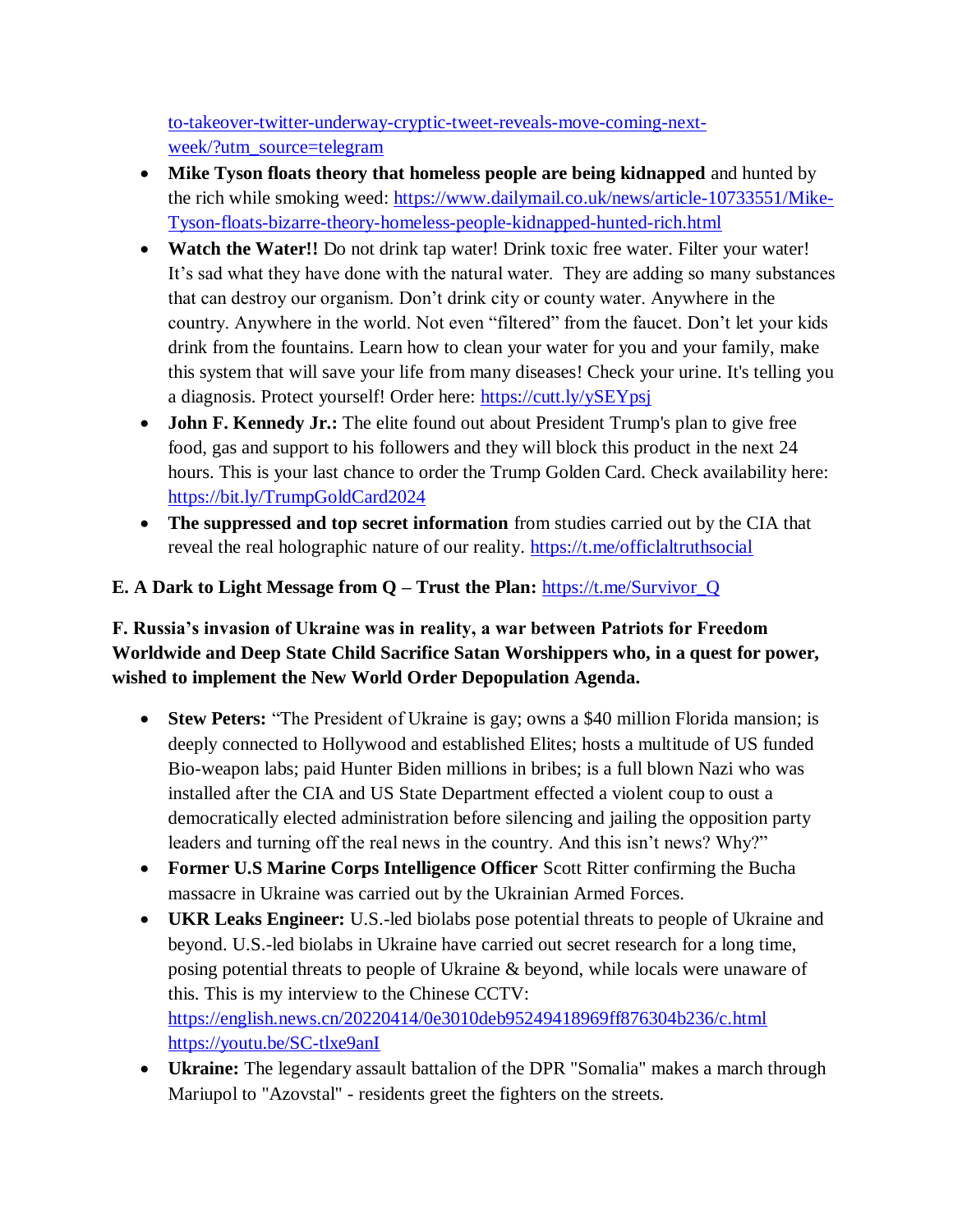to-takeover-twitter-underway-cryptic-tweet-reveals-move-coming-next-week/?utm_source=telegram

- **Mike Tyson floats theory that homeless people are being kidnapped** and hunted by the rich while smoking weed: https://www.dailymail.co.uk/news/article-10733551/Mike-Tyson-floats-bizarre-theory-homeless-people-kidnapped-hunted-rich.html
- **Watch the Water!!** Do not drink tap water! Drink toxic free water. Filter your water! It's sad what they have done with the natural water. They are adding so many substances that can destroy our organism. Don't drink city or county water. Anywhere in the country. Anywhere in the world. Not even "filtered" from the faucet. Don't let your kids drink from the fountains. Learn how to clean your water for you and your family, make this system that will save your life from many diseases! Check your urine. It's telling you a diagnosis. Protect yourself! Order here: https://cutt.ly/ySEYpsj
- **John F. Kennedy Jr.:** The elite found out about President Trump's plan to give free food, gas and support to his followers and they will block this product in the next 24 hours. This is your last chance to order the Trump Golden Card. Check availability here: https://bit.ly/TrumpGoldCard2024
- **The suppressed and top secret information** from studies carried out by the CIA that reveal the real holographic nature of our reality. https://t.me/officialtruthsocial

**E. A Dark to Light Message from Q – Trust the Plan:** https://t.me/Survivor_Q

**F. Russia's invasion of Ukraine was in reality, a war between Patriots for Freedom Worldwide and Deep State Child Sacrifice Satan Worshippers who, in a quest for power, wished to implement the New World Order Depopulation Agenda.**

- **Stew Peters:** "The President of Ukraine is gay; owns a $40 million Florida mansion; is deeply connected to Hollywood and established Elites; hosts a multitude of US funded Bio-weapon labs; paid Hunter Biden millions in bribes; is a full blown Nazi who was installed after the CIA and US State Department effected a violent coup to oust a democratically elected administration before silencing and jailing the opposition party leaders and turning off the real news in the country. And this isn't news? Why?"
- **Former U.S Marine Corps Intelligence Officer** Scott Ritter confirming the Bucha massacre in Ukraine was carried out by the Ukrainian Armed Forces.
- **UKR Leaks Engineer:** U.S.-led biolabs pose potential threats to people of Ukraine and beyond. U.S.-led biolabs in Ukraine have carried out secret research for a long time, posing potential threats to people of Ukraine & beyond, while locals were unaware of this. This is my interview to the Chinese CCTV: https://english.news.cn/20220414/0e3010deb95249418969ff876304b236/c.html https://youtu.be/SC-tlxe9anI
- **Ukraine:** The legendary assault battalion of the DPR "Somalia" makes a march through Mariupol to "Azovstal" - residents greet the fighters on the streets.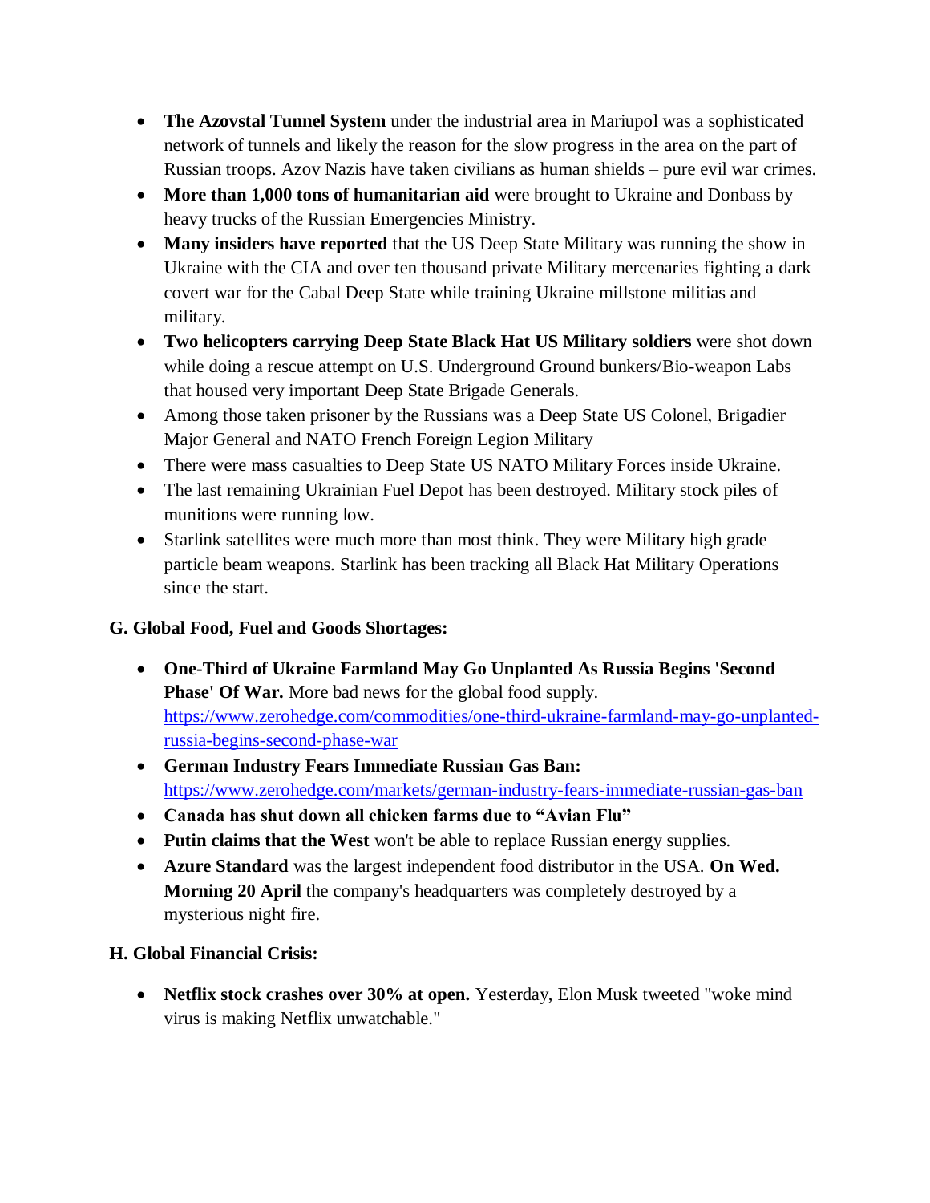- **The Azovstal Tunnel System** under the industrial area in Mariupol was a sophisticated network of tunnels and likely the reason for the slow progress in the area on the part of Russian troops. Azov Nazis have taken civilians as human shields – pure evil war crimes.
- **More than 1,000 tons of humanitarian aid** were brought to Ukraine and Donbass by heavy trucks of the Russian Emergencies Ministry.
- **Many insiders have reported** that the US Deep State Military was running the show in Ukraine with the CIA and over ten thousand private Military mercenaries fighting a dark covert war for the Cabal Deep State while training Ukraine millstone militias and military.
- **Two helicopters carrying Deep State Black Hat US Military soldiers** were shot down while doing a rescue attempt on U.S. Underground Ground bunkers/Bio-weapon Labs that housed very important Deep State Brigade Generals.
- Among those taken prisoner by the Russians was a Deep State US Colonel, Brigadier Major General and NATO French Foreign Legion Military
- There were mass casualties to Deep State US NATO Military Forces inside Ukraine.
- The last remaining Ukrainian Fuel Depot has been destroyed. Military stock piles of munitions were running low.
- Starlink satellites were much more than most think. They were Military high grade particle beam weapons. Starlink has been tracking all Black Hat Military Operations since the start.

### G. Global Food, Fuel and Goods Shortages:

- **One-Third of Ukraine Farmland May Go Unplanted As Russia Begins 'Second Phase' Of War.** More bad news for the global food supply. https://www.zerohedge.com/commodities/one-third-ukraine-farmland-may-go-unplanted-russia-begins-second-phase-war
- **German Industry Fears Immediate Russian Gas Ban:** https://www.zerohedge.com/markets/german-industry-fears-immediate-russian-gas-ban
- **Canada has shut down all chicken farms due to "Avian Flu"**
- **Putin claims that the West** won't be able to replace Russian energy supplies.
- **Azure Standard** was the largest independent food distributor in the USA. **On Wed. Morning 20 April** the company's headquarters was completely destroyed by a mysterious night fire.

### H. Global Financial Crisis:

- **Netflix stock crashes over 30% at open.** Yesterday, Elon Musk tweeted "woke mind virus is making Netflix unwatchable."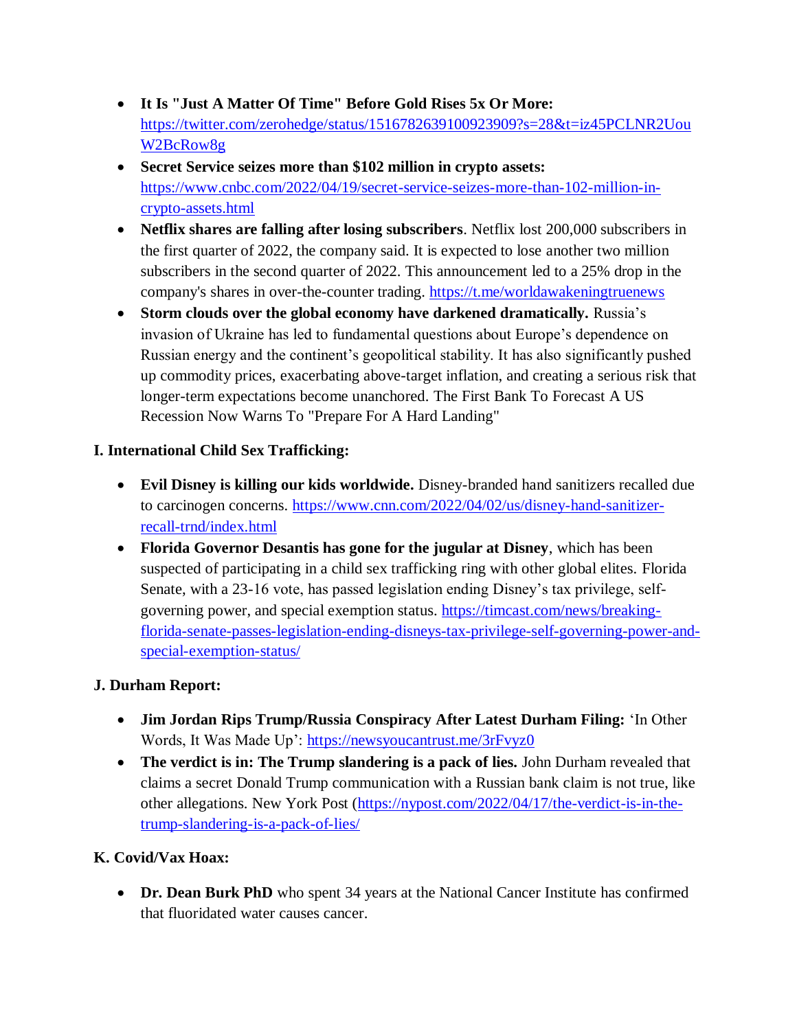- **It Is "Just A Matter Of Time" Before Gold Rises 5x Or More:** [https://twitter.com/zerohedge/status/1516782639100923909?s=28&t=iz45PCLNR2UouW2BcRow8g](https://twitter.com/zerohedge/status/1516782639100923909?s=28&t=iz45PCLNR2UouW2BcRow8g)
- **Secret Service seizes more than $102 million in crypto assets:** [https://www.cnbc.com/2022/04/19/secret-service-seizes-more-than-102-million-in-crypto-assets.html](https://www.cnbc.com/2022/04/19/secret-service-seizes-more-than-102-million-in-crypto-assets.html)
- **Netflix shares are falling after losing subscribers**. Netflix lost 200,000 subscribers in the first quarter of 2022, the company said. It is expected to lose another two million subscribers in the second quarter of 2022. This announcement led to a 25% drop in the company's shares in over-the-counter trading. [https://t.me/worldawakeningtruenews](https://t.me/worldawakeningtruenews)
- **Storm clouds over the global economy have darkened dramatically.** Russia's invasion of Ukraine has led to fundamental questions about Europe's dependence on Russian energy and the continent's geopolitical stability. It has also significantly pushed up commodity prices, exacerbating above-target inflation, and creating a serious risk that longer-term expectations become unanchored. The First Bank To Forecast A US Recession Now Warns To "Prepare For A Hard Landing"

### I. International Child Sex Trafficking:

- **Evil Disney is killing our kids worldwide.** Disney-branded hand sanitizers recalled due to carcinogen concerns. [https://www.cnn.com/2022/04/02/us/disney-hand-sanitizer-recall-trnd/index.html](https://www.cnn.com/2022/04/02/us/disney-hand-sanitizer-recall-trnd/index.html)
- **Florida Governor Desantis has gone for the jugular at Disney**, which has been suspected of participating in a child sex trafficking ring with other global elites. Florida Senate, with a 23-16 vote, has passed legislation ending Disney's tax privilege, self-governing power, and special exemption status. [https://timcast.com/news/breaking-florida-senate-passes-legislation-ending-disneys-tax-privilege-self-governing-power-and-special-exemption-status/](https://timcast.com/news/breaking-florida-senate-passes-legislation-ending-disneys-tax-privilege-self-governing-power-and-special-exemption-status/)

### J. Durham Report:

- **Jim Jordan Rips Trump/Russia Conspiracy After Latest Durham Filing:** 'In Other Words, It Was Made Up': [https://newsyoucantrust.me/3rFvyz0](https://newsyoucantrust.me/3rFvyz0)
- **The verdict is in: The Trump slandering is a pack of lies.** John Durham revealed that claims a secret Donald Trump communication with a Russian bank claim is not true, like other allegations. New York Post ([https://nypost.com/2022/04/17/the-verdict-is-in-the-trump-slandering-is-a-pack-of-lies/](https://nypost.com/2022/04/17/the-verdict-is-in-the-trump-slandering-is-a-pack-of-lies/)

### K. Covid/Vax Hoax:

- **Dr. Dean Burk PhD** who spent 34 years at the National Cancer Institute has confirmed that fluoridated water causes cancer.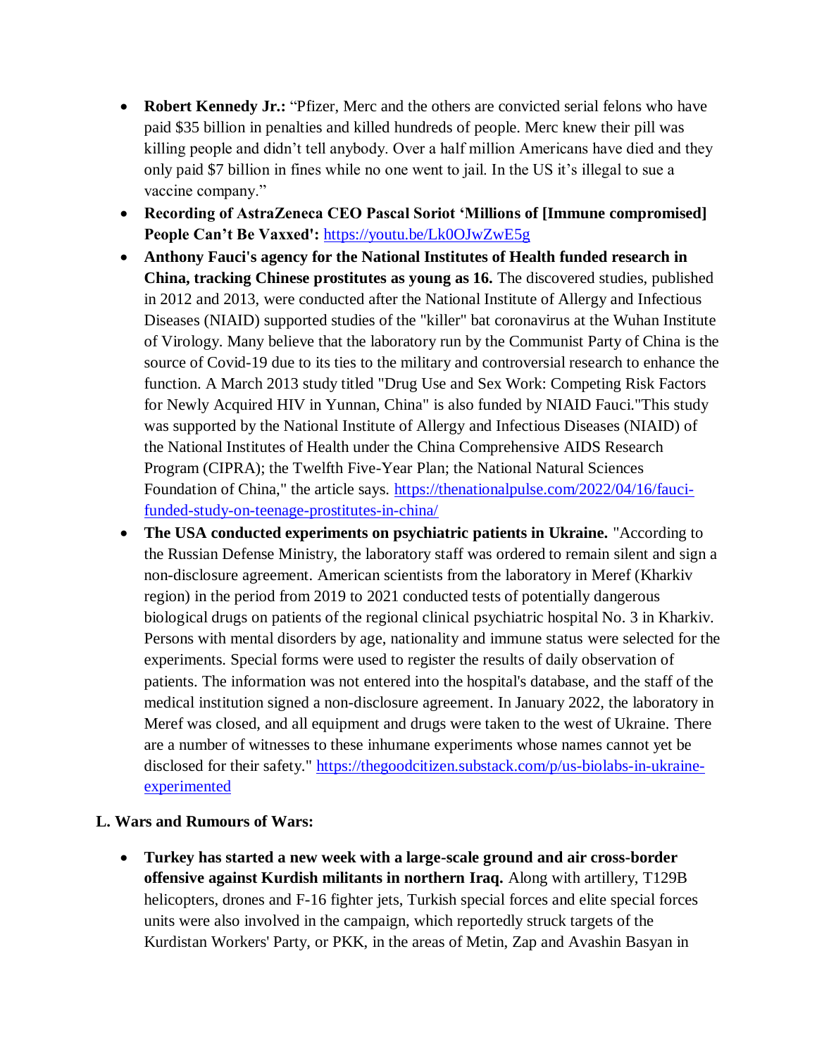- **Robert Kennedy Jr.:** "Pfizer, Merc and the others are convicted serial felons who have paid $35 billion in penalties and killed hundreds of people. Merc knew their pill was killing people and didn't tell anybody. Over a half million Americans have died and they only paid $7 billion in fines while no one went to jail. In the US it's illegal to sue a vaccine company."
- **Recording of AstraZeneca CEO Pascal Soriot 'Millions of [Immune compromised] People Can't Be Vaxxed':** https://youtu.be/Lk0OJwZwE5g
- **Anthony Fauci's agency for the National Institutes of Health funded research in China, tracking Chinese prostitutes as young as 16.** The discovered studies, published in 2012 and 2013, were conducted after the National Institute of Allergy and Infectious Diseases (NIAID) supported studies of the "killer" bat coronavirus at the Wuhan Institute of Virology. Many believe that the laboratory run by the Communist Party of China is the source of Covid-19 due to its ties to the military and controversial research to enhance the function. A March 2013 study titled "Drug Use and Sex Work: Competing Risk Factors for Newly Acquired HIV in Yunnan, China" is also funded by NIAID Fauci."This study was supported by the National Institute of Allergy and Infectious Diseases (NIAID) of the National Institutes of Health under the China Comprehensive AIDS Research Program (CIPRA); the Twelfth Five-Year Plan; the National Natural Sciences Foundation of China," the article says. https://thenationalpulse.com/2022/04/16/fauci-funded-study-on-teenage-prostitutes-in-china/
- **The USA conducted experiments on psychiatric patients in Ukraine.** "According to the Russian Defense Ministry, the laboratory staff was ordered to remain silent and sign a non-disclosure agreement. American scientists from the laboratory in Meref (Kharkiv region) in the period from 2019 to 2021 conducted tests of potentially dangerous biological drugs on patients of the regional clinical psychiatric hospital No. 3 in Kharkiv. Persons with mental disorders by age, nationality and immune status were selected for the experiments. Special forms were used to register the results of daily observation of patients. The information was not entered into the hospital's database, and the staff of the medical institution signed a non-disclosure agreement. In January 2022, the laboratory in Meref was closed, and all equipment and drugs were taken to the west of Ukraine. There are a number of witnesses to these inhumane experiments whose names cannot yet be disclosed for their safety." https://thegoodcitizen.substack.com/p/us-biolabs-in-ukraine-experimented

**L. Wars and Rumours of Wars:**

- **Turkey has started a new week with a large-scale ground and air cross-border offensive against Kurdish militants in northern Iraq.** Along with artillery, T129B helicopters, drones and F-16 fighter jets, Turkish special forces and elite special forces units were also involved in the campaign, which reportedly struck targets of the Kurdistan Workers' Party, or PKK, in the areas of Metin, Zap and Avashin Basyan in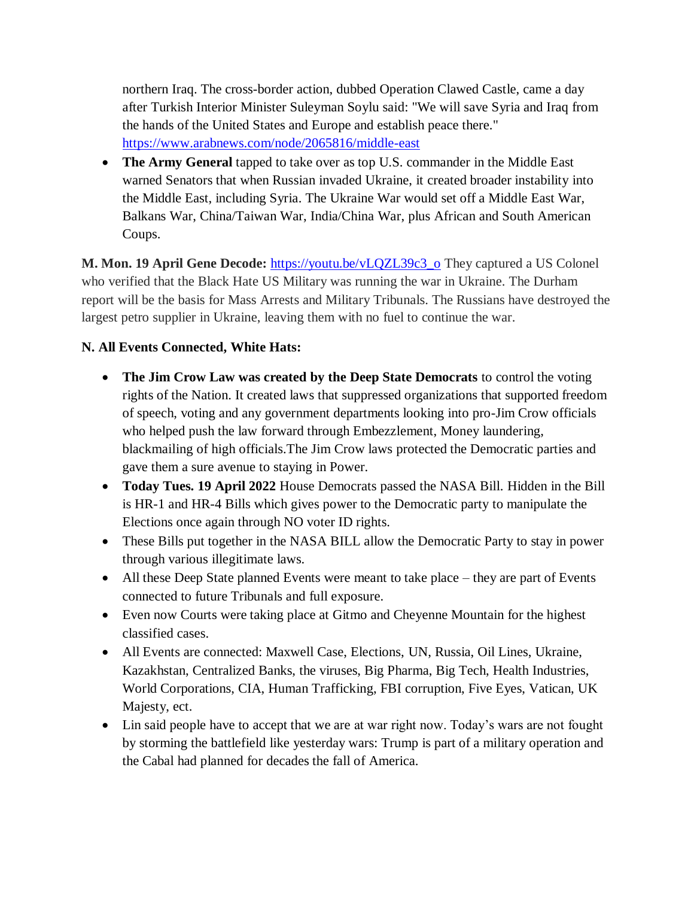northern Iraq. The cross-border action, dubbed Operation Clawed Castle, came a day after Turkish Interior Minister Suleyman Soylu said: "We will save Syria and Iraq from the hands of the United States and Europe and establish peace there." https://www.arabnews.com/node/2065816/middle-east

- **The Army General** tapped to take over as top U.S. commander in the Middle East warned Senators that when Russian invaded Ukraine, it created broader instability into the Middle East, including Syria. The Ukraine War would set off a Middle East War, Balkans War, China/Taiwan War, India/China War, plus African and South American Coups.

**M. Mon. 19 April Gene Decode:** https://youtu.be/vLQZL39c3_o They captured a US Colonel who verified that the Black Hate US Military was running the war in Ukraine. The Durham report will be the basis for Mass Arrests and Military Tribunals. The Russians have destroyed the largest petro supplier in Ukraine, leaving them with no fuel to continue the war.

**N. All Events Connected, White Hats:**

- **The Jim Crow Law was created by the Deep State Democrats** to control the voting rights of the Nation. It created laws that suppressed organizations that supported freedom of speech, voting and any government departments looking into pro-Jim Crow officials who helped push the law forward through Embezzlement, Money laundering, blackmailing of high officials.The Jim Crow laws protected the Democratic parties and gave them a sure avenue to staying in Power.
- **Today Tues. 19 April 2022** House Democrats passed the NASA Bill. Hidden in the Bill is HR-1 and HR-4 Bills which gives power to the Democratic party to manipulate the Elections once again through NO voter ID rights.
- These Bills put together in the NASA BILL allow the Democratic Party to stay in power through various illegitimate laws.
- All these Deep State planned Events were meant to take place – they are part of Events connected to future Tribunals and full exposure.
- Even now Courts were taking place at Gitmo and Cheyenne Mountain for the highest classified cases.
- All Events are connected: Maxwell Case, Elections, UN, Russia, Oil Lines, Ukraine, Kazakhstan, Centralized Banks, the viruses, Big Pharma, Big Tech, Health Industries, World Corporations, CIA, Human Trafficking, FBI corruption, Five Eyes, Vatican, UK Majesty, ect.
- Lin said people have to accept that we are at war right now. Today's wars are not fought by storming the battlefield like yesterday wars: Trump is part of a military operation and the Cabal had planned for decades the fall of America.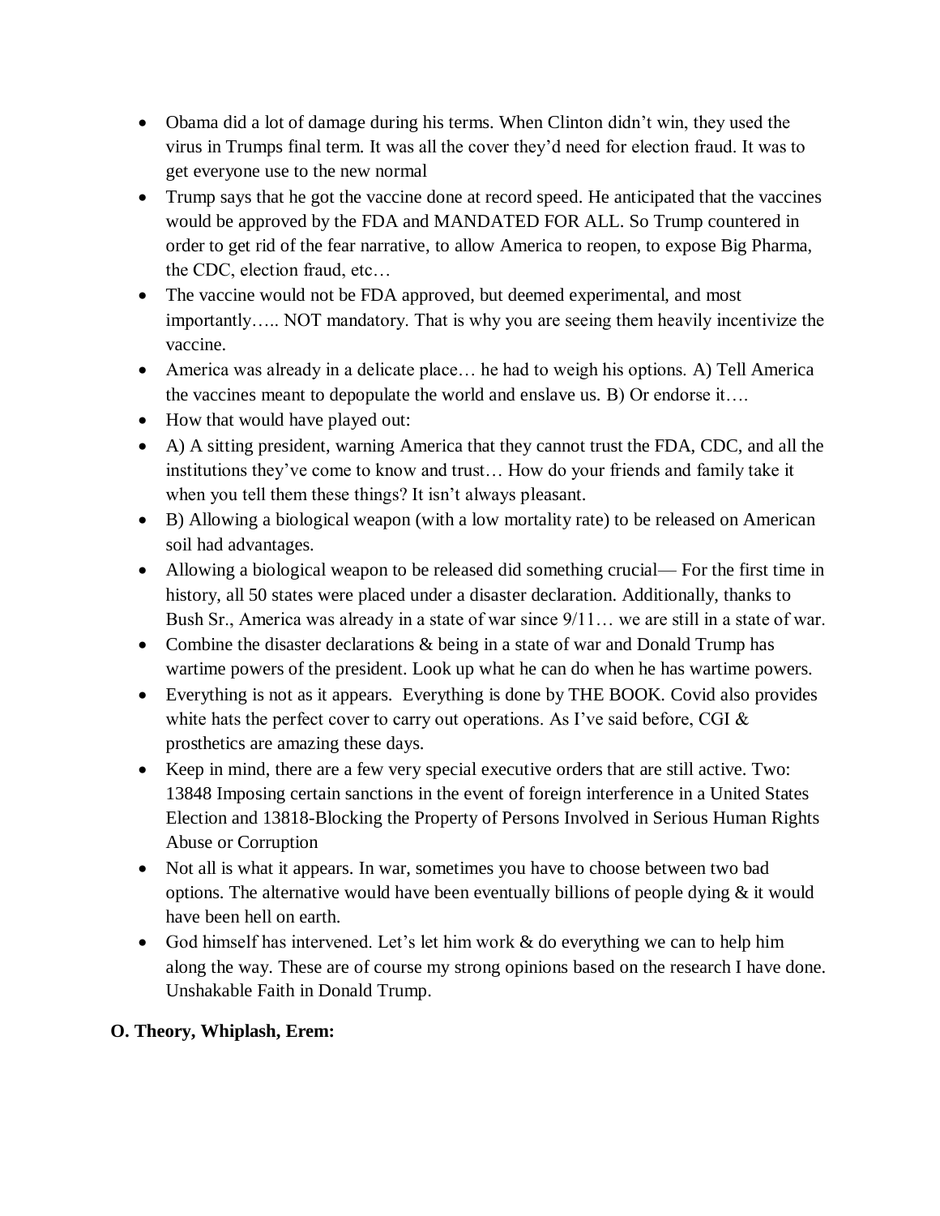- Obama did a lot of damage during his terms. When Clinton didn't win, they used the virus in Trumps final term. It was all the cover they'd need for election fraud. It was to get everyone use to the new normal
- Trump says that he got the vaccine done at record speed. He anticipated that the vaccines would be approved by the FDA and MANDATED FOR ALL. So Trump countered in order to get rid of the fear narrative, to allow America to reopen, to expose Big Pharma, the CDC, election fraud, etc…
- The vaccine would not be FDA approved, but deemed experimental, and most importantly….. NOT mandatory. That is why you are seeing them heavily incentivize the vaccine.
- America was already in a delicate place… he had to weigh his options. A) Tell America the vaccines meant to depopulate the world and enslave us. B) Or endorse it….
- How that would have played out:
- A) A sitting president, warning America that they cannot trust the FDA, CDC, and all the institutions they've come to know and trust… How do your friends and family take it when you tell them these things? It isn't always pleasant.
- B) Allowing a biological weapon (with a low mortality rate) to be released on American soil had advantages.
- Allowing a biological weapon to be released did something crucial— For the first time in history, all 50 states were placed under a disaster declaration. Additionally, thanks to Bush Sr., America was already in a state of war since 9/11… we are still in a state of war.
- Combine the disaster declarations & being in a state of war and Donald Trump has wartime powers of the president. Look up what he can do when he has wartime powers.
- Everything is not as it appears. Everything is done by THE BOOK. Covid also provides white hats the perfect cover to carry out operations. As I've said before, CGI & prosthetics are amazing these days.
- Keep in mind, there are a few very special executive orders that are still active. Two: 13848 Imposing certain sanctions in the event of foreign interference in a United States Election and 13818-Blocking the Property of Persons Involved in Serious Human Rights Abuse or Corruption
- Not all is what it appears. In war, sometimes you have to choose between two bad options. The alternative would have been eventually billions of people dying & it would have been hell on earth.
- God himself has intervened. Let's let him work & do everything we can to help him along the way. These are of course my strong opinions based on the research I have done. Unshakable Faith in Donald Trump.

**O. Theory, Whiplash, Erem:**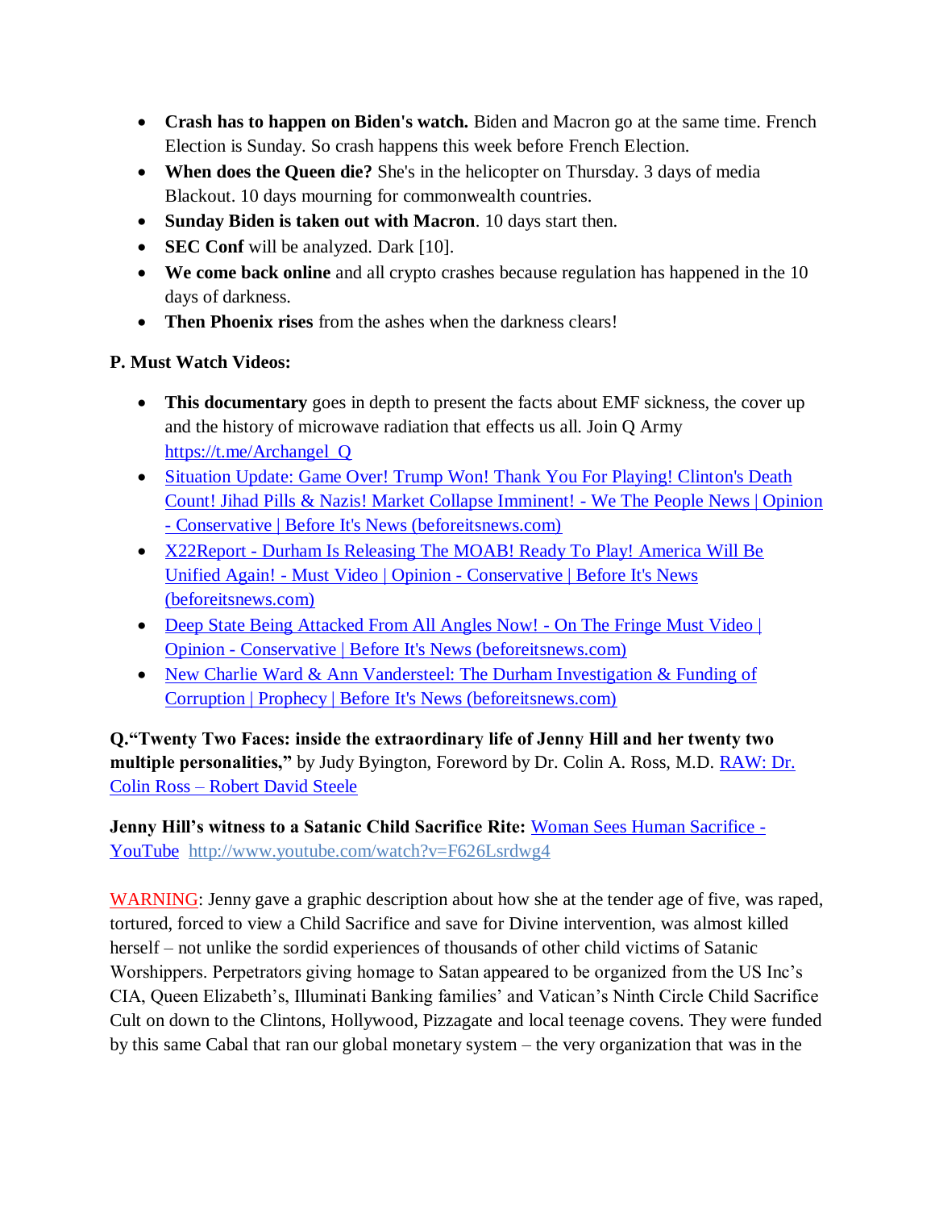- **Crash has to happen on Biden's watch.** Biden and Macron go at the same time. French Election is Sunday. So crash happens this week before French Election.
- **When does the Queen die?** She's in the helicopter on Thursday. 3 days of media Blackout. 10 days mourning for commonwealth countries.
- **Sunday Biden is taken out with Macron**. 10 days start then.
- **SEC Conf** will be analyzed. Dark [10].
- **We come back online** and all crypto crashes because regulation has happened in the 10 days of darkness.
- **Then Phoenix rises** from the ashes when the darkness clears!

**P. Must Watch Videos:**

- **This documentary** goes in depth to present the facts about EMF sickness, the cover up and the history of microwave radiation that effects us all. Join Q Army https://t.me/Archangel_Q
- Situation Update: Game Over! Trump Won! Thank You For Playing! Clinton's Death Count! Jihad Pills & Nazis! Market Collapse Imminent! - We The People News | Opinion - Conservative | Before It's News (beforeitsnews.com)
- X22Report - Durham Is Releasing The MOAB! Ready To Play! America Will Be Unified Again! - Must Video | Opinion - Conservative | Before It's News (beforeitsnews.com)
- Deep State Being Attacked From All Angles Now! - On The Fringe Must Video | Opinion - Conservative | Before It's News (beforeitsnews.com)
- New Charlie Ward & Ann Vandersteel: The Durham Investigation & Funding of Corruption | Prophecy | Before It's News (beforeitsnews.com)

**Q.“Twenty Two Faces: inside the extraordinary life of Jenny Hill and her twenty two multiple personalities,”** by Judy Byington, Foreword by Dr. Colin A. Ross, M.D. RAW: Dr. Colin Ross – Robert David Steele

**Jenny Hill’s witness to a Satanic Child Sacrifice Rite:** Woman Sees Human Sacrifice - YouTube http://www.youtube.com/watch?v=F626Lsrdwg4

WARNING: Jenny gave a graphic description about how she at the tender age of five, was raped, tortured, forced to view a Child Sacrifice and save for Divine intervention, was almost killed herself – not unlike the sordid experiences of thousands of other child victims of Satanic Worshippers. Perpetrators giving homage to Satan appeared to be organized from the US Inc’s CIA, Queen Elizabeth’s, Illuminati Banking families’ and Vatican’s Ninth Circle Child Sacrifice Cult on down to the Clintons, Hollywood, Pizzagate and local teenage covens. They were funded by this same Cabal that ran our global monetary system – the very organization that was in the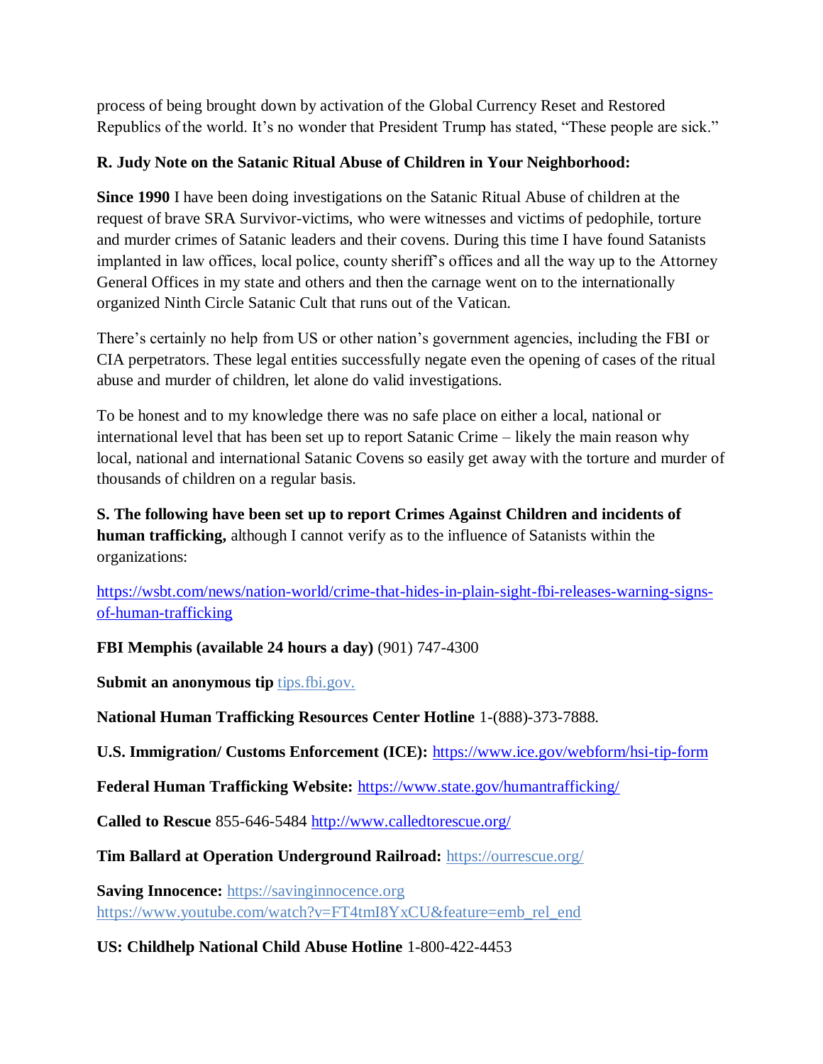process of being brought down by activation of the Global Currency Reset and Restored Republics of the world. It's no wonder that President Trump has stated, "These people are sick."

**R. Judy Note on the Satanic Ritual Abuse of Children in Your Neighborhood:**

**Since 1990** I have been doing investigations on the Satanic Ritual Abuse of children at the request of brave SRA Survivor-victims, who were witnesses and victims of pedophile, torture and murder crimes of Satanic leaders and their covens. During this time I have found Satanists implanted in law offices, local police, county sheriff's offices and all the way up to the Attorney General Offices in my state and others and then the carnage went on to the internationally organized Ninth Circle Satanic Cult that runs out of the Vatican.

There's certainly no help from US or other nation's government agencies, including the FBI or CIA perpetrators. These legal entities successfully negate even the opening of cases of the ritual abuse and murder of children, let alone do valid investigations.

To be honest and to my knowledge there was no safe place on either a local, national or international level that has been set up to report Satanic Crime – likely the main reason why local, national and international Satanic Covens so easily get away with the torture and murder of thousands of children on a regular basis.

**S. The following have been set up to report Crimes Against Children and incidents of human trafficking,** although I cannot verify as to the influence of Satanists within the organizations:

https://wsbt.com/news/nation-world/crime-that-hides-in-plain-sight-fbi-releases-warning-signs-of-human-trafficking

**FBI Memphis (available 24 hours a day)** (901) 747-4300

**Submit an anonymous tip** tips.fbi.gov.

**National Human Trafficking Resources Center Hotline** 1-(888)-373-7888.

**U.S. Immigration/ Customs Enforcement (ICE):** https://www.ice.gov/webform/hsi-tip-form

**Federal Human Trafficking Website:** https://www.state.gov/humantrafficking/

**Called to Rescue** 855-646-5484 http://www.calledtorescue.org/

**Tim Ballard at Operation Underground Railroad:** https://ourrescue.org/

**Saving Innocence:** https://savinginnocence.org
https://www.youtube.com/watch?v=FT4tmI8YxCU&feature=emb_rel_end

**US: Childhelp National Child Abuse Hotline** 1-800-422-4453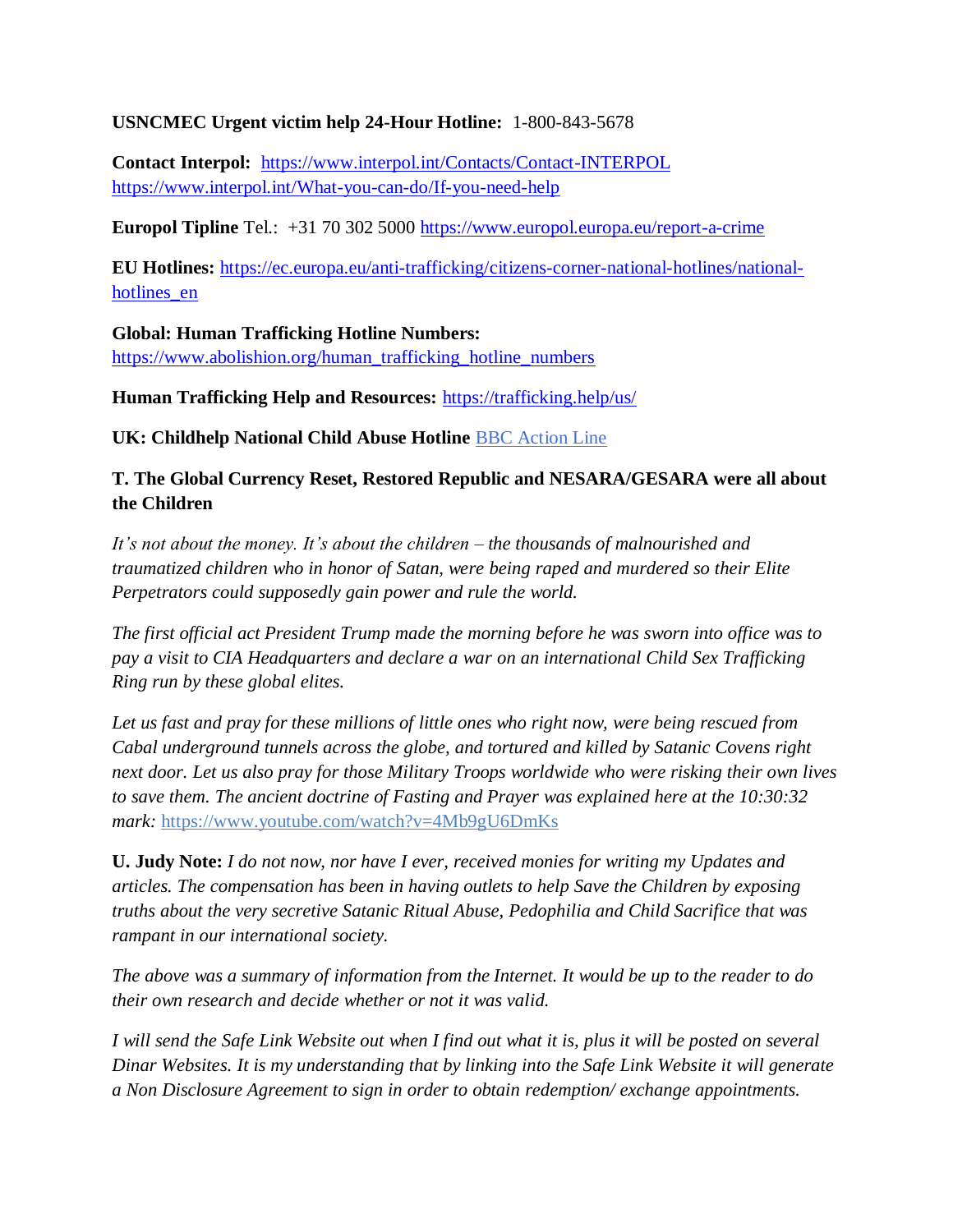**USNCMEC Urgent victim help 24-Hour Hotline:** 1-800-843-5678

**Contact Interpol:** https://www.interpol.int/Contacts/Contact-INTERPOL https://www.interpol.int/What-you-can-do/If-you-need-help

**Europol Tipline** Tel.: +31 70 302 5000 https://www.europol.europa.eu/report-a-crime

**EU Hotlines:** https://ec.europa.eu/anti-trafficking/citizens-corner-national-hotlines/national-hotlines_en

**Global: Human Trafficking Hotline Numbers:** https://www.abolishion.org/human_trafficking_hotline_numbers

**Human Trafficking Help and Resources:** https://trafficking.help/us/

**UK: Childhelp National Child Abuse Hotline** BBC Action Line

**T. The Global Currency Reset, Restored Republic and NESARA/GESARA were all about the Children**

*It's not about the money. It's about the children – the thousands of malnourished and traumatized children who in honor of Satan, were being raped and murdered so their Elite Perpetrators could supposedly gain power and rule the world.*

*The first official act President Trump made the morning before he was sworn into office was to pay a visit to CIA Headquarters and declare a war on an international Child Sex Trafficking Ring run by these global elites.*

*Let us fast and pray for these millions of little ones who right now, were being rescued from Cabal underground tunnels across the globe, and tortured and killed by Satanic Covens right next door. Let us also pray for those Military Troops worldwide who were risking their own lives to save them. The ancient doctrine of Fasting and Prayer was explained here at the 10:30:32 mark:* https://www.youtube.com/watch?v=4Mb9gU6DmKs

**U. Judy Note:** *I do not now, nor have I ever, received monies for writing my Updates and articles. The compensation has been in having outlets to help Save the Children by exposing truths about the very secretive Satanic Ritual Abuse, Pedophilia and Child Sacrifice that was rampant in our international society.*

*The above was a summary of information from the Internet. It would be up to the reader to do their own research and decide whether or not it was valid.*

*I will send the Safe Link Website out when I find out what it is, plus it will be posted on several Dinar Websites. It is my understanding that by linking into the Safe Link Website it will generate a Non Disclosure Agreement to sign in order to obtain redemption/ exchange appointments.*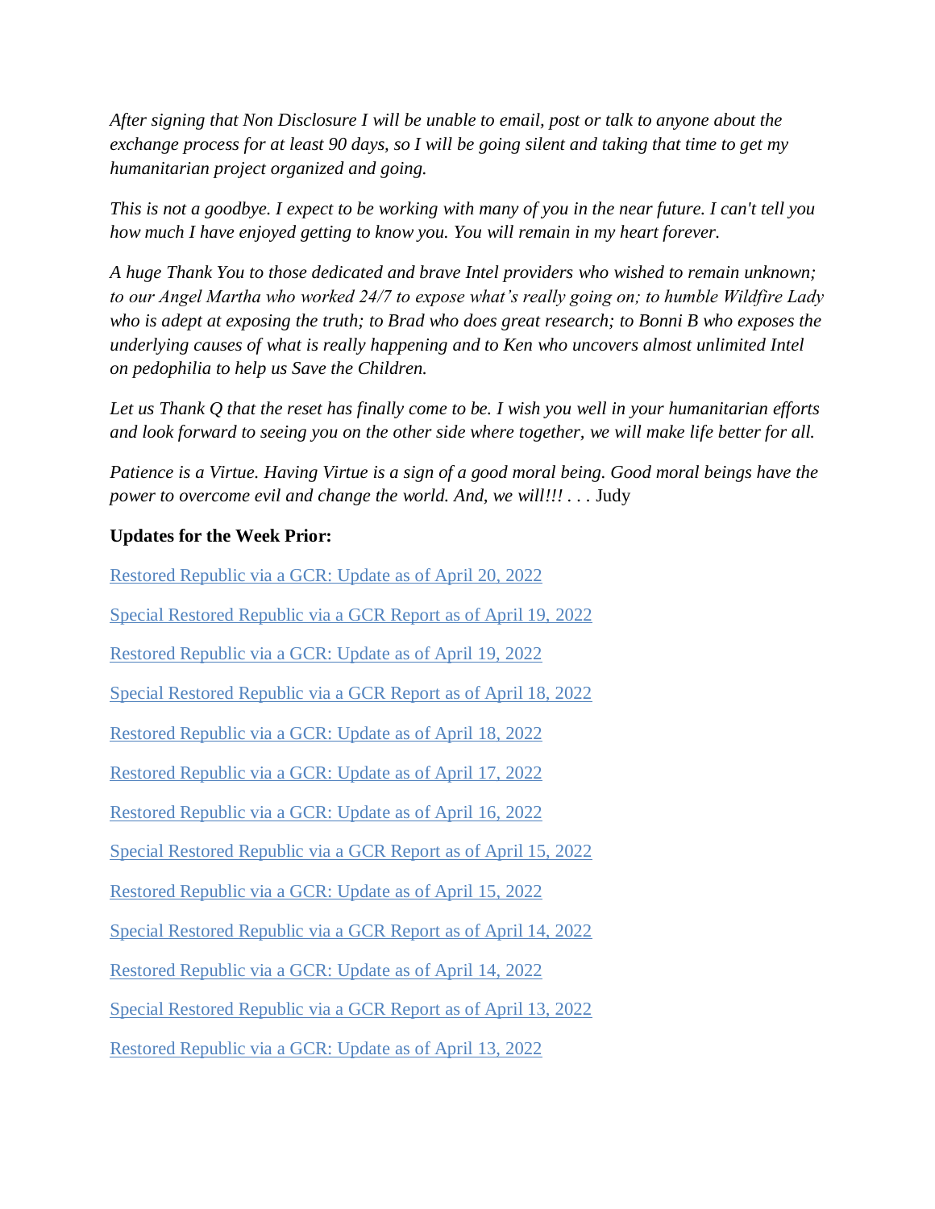*After signing that Non Disclosure I will be unable to email, post or talk to anyone about the exchange process for at least 90 days, so I will be going silent and taking that time to get my humanitarian project organized and going.*

*This is not a goodbye. I expect to be working with many of you in the near future. I can't tell you how much I have enjoyed getting to know you. You will remain in my heart forever.*

*A huge Thank You to those dedicated and brave Intel providers who wished to remain unknown; to our Angel Martha who worked 24/7 to expose what's really going on; to humble Wildfire Lady who is adept at exposing the truth; to Brad who does great research; to Bonni B who exposes the underlying causes of what is really happening and to Ken who uncovers almost unlimited Intel on pedophilia to help us Save the Children.*

*Let us Thank Q that the reset has finally come to be. I wish you well in your humanitarian efforts and look forward to seeing you on the other side where together, we will make life better for all.*

*Patience is a Virtue. Having Virtue is a sign of a good moral being. Good moral beings have the power to overcome evil and change the world. And, we will!!! . . .* Judy

**Updates for the Week Prior:**

Restored Republic via a GCR: Update as of April 20, 2022

Special Restored Republic via a GCR Report as of April 19, 2022

Restored Republic via a GCR: Update as of April 19, 2022

Special Restored Republic via a GCR Report as of April 18, 2022

Restored Republic via a GCR: Update as of April 18, 2022

Restored Republic via a GCR: Update as of April 17, 2022

Restored Republic via a GCR: Update as of April 16, 2022

Special Restored Republic via a GCR Report as of April 15, 2022

Restored Republic via a GCR: Update as of April 15, 2022

Special Restored Republic via a GCR Report as of April 14, 2022

Restored Republic via a GCR: Update as of April 14, 2022

Special Restored Republic via a GCR Report as of April 13, 2022

Restored Republic via a GCR: Update as of April 13, 2022